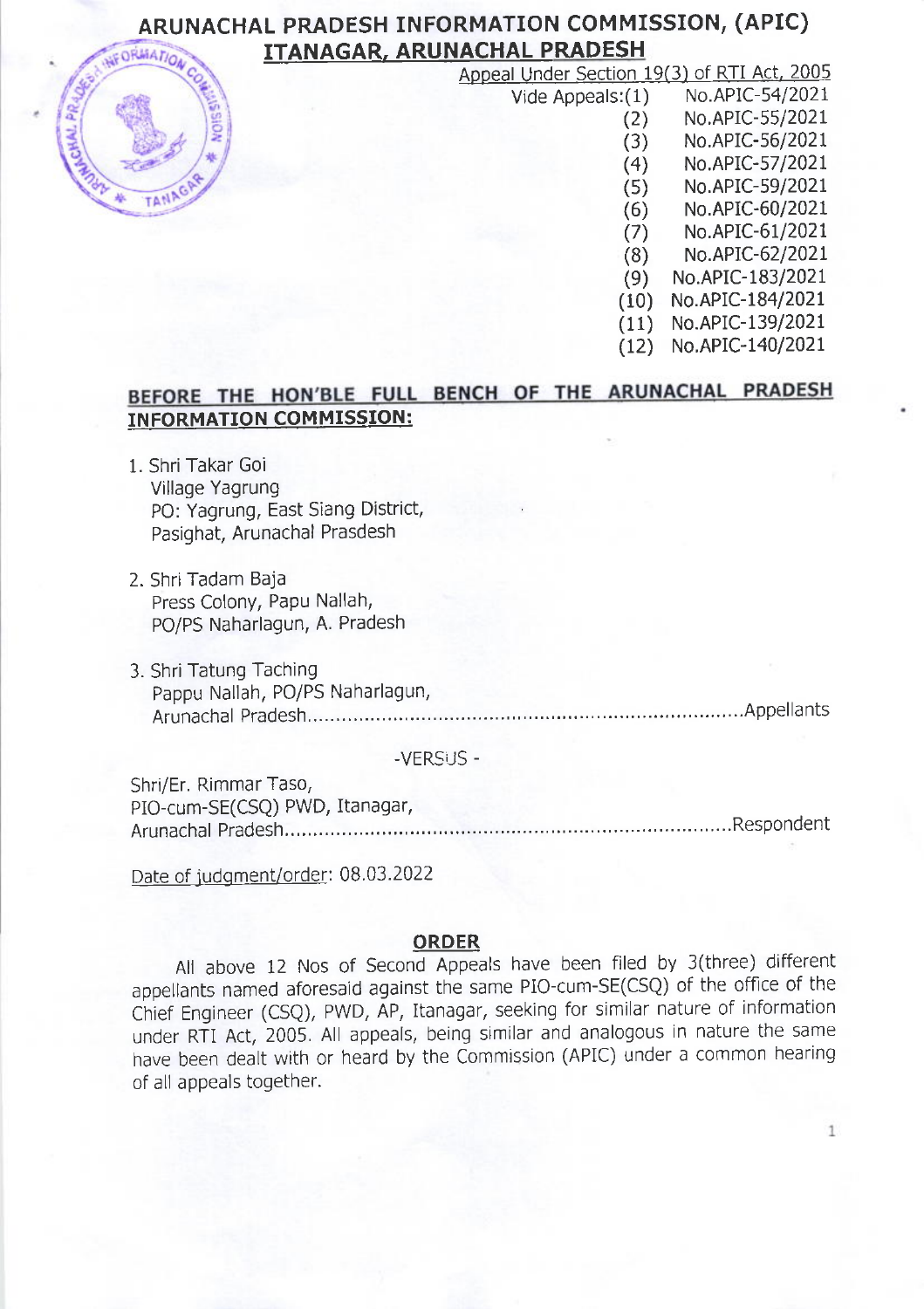# ARUNACHAL PRADESH INFORMATION COMMISSION, (APIC)
## ITANAGAR, ARUNACHAL PRADESH

Appeal Under Section 19(3) of RTI Act, 2005

| Vide Appeals: | |
|---|---|
| (1) | No.APIC-54/2021 |
| (2) | No.APIC-55/2021 |
| (3) | No.APIC-56/2021 |
| (4) | No.APIC-57/2021 |
| (5) | No.APIC-59/2021 |
| (6) | No.APIC-60/2021 |
| (7) | No.APIC-61/2021 |
| (8) | No.APIC-62/2021 |
| (9) | No.APIC-183/2021 |
| (10) | No.APIC-184/2021 |
| (11) | No.APIC-139/2021 |
| (12) | No.APIC-140/2021 |

**BEFORE THE HON'BLE FULL BENCH OF THE ARUNACHAL PRADESH INFORMATION COMMISSION:**

1. Shri Takar Goi
   Village Yagrung
   PO: Yagrung, East Siang District,
   Pasighat, Arunachal Prasdesh

2. Shri Tadam Baja
   Press Colony, Papu Nallah,
   PO/PS Naharlagun, A. Pradesh

3. Shri Tatung Taching
   Pappu Nallah, PO/PS Naharlagun,
   Arunachal Pradesh..........................................................................Appellants

-VERSUS -

Shri/Er. Rimmar Taso,
PIO-cum-SE(CSQ) PWD, Itanagar,
Arunachal Pradesh..........................................................................Respondent

Date of judgment/order: 08.03.2022

## ORDER

All above 12 Nos of Second Appeals have been filed by 3(three) different appellants named aforesaid against the same PIO-cum-SE(CSQ) of the office of the Chief Engineer (CSQ), PWD, AP, Itanagar, seeking for similar nature of information under RTI Act, 2005. All appeals, being similar and analogous in nature the same have been dealt with or heard by the Commission (APIC) under a common hearing of all appeals together.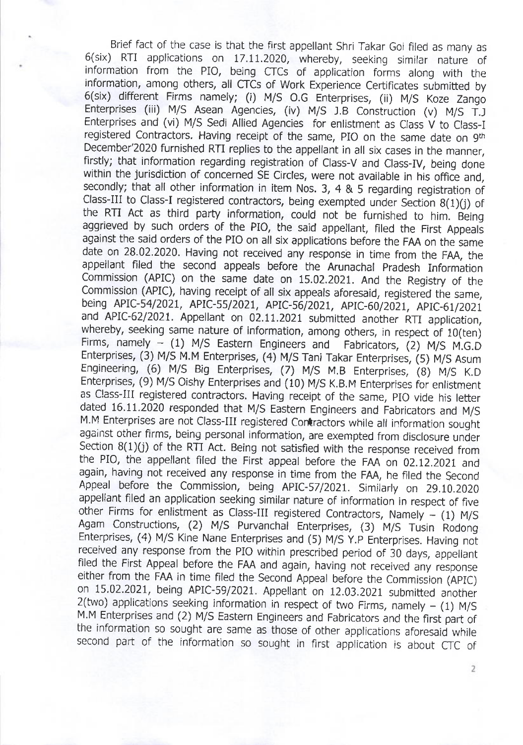Brief fact of the case is that the first appellant Shri Takar Goi filed as many as 6(six) RTI applications on 17.11.2020, whereby, seeking similar nature of information from the PIO, being CTCs of application forms along with the information, among others, all CTCs of Work Experience Certificates submitted by 6(six) different Firms namely; (i) M/S O.G Enterprises, (ii) M/S Koze Zango Enterprises (iii) M/S Asean Agencies, (iv) M/S J.B Construction (v) M/S T.J Enterprises and (vi) M/S Sedi Allied Agencies for enlistment as Class V to Class-I registered Contractors. Having receipt of the same, PIO on the same date on 9th December'2020 furnished RTI replies to the appellant in all six cases in the manner, firstly; that information regarding registration of Class-V and Class-IV, being done within the jurisdiction of concerned SE Circles, were not available in his office and, secondly; that all other information in item Nos. 3, 4 & 5 regarding registration of Class-III to Class-I registered contractors, being exempted under Section 8(1)(j) of the RTI Act as third party information, could not be furnished to him. Being aggrieved by such orders of the PIO, the said appellant, filed the First Appeals against the said orders of the PIO on all six applications before the FAA on the same date on 28.02.2020. Having not received any response in time from the FAA, the appellant filed the second appeals before the Arunachal Pradesh Information Commission (APIC) on the same date on 15.02.2021. And the Registry of the Commission (APIC), having receipt of all six appeals aforesaid, registered the same, being APIC-54/2021, APIC-55/2021, APIC-56/2021, APIC-60/2021, APIC-61/2021 and APIC-62/2021. Appellant on 02.11.2021 submitted another RTI application, whereby, seeking same nature of information, among others, in respect of 10(ten) Firms, namely – (1) M/S Eastern Engineers and Fabricators, (2) M/S M.G.D Enterprises, (3) M/S M.M Enterprises, (4) M/S Tani Takar Enterprises, (5) M/S Asum Engineering, (6) M/S Big Enterprises, (7) M/S M.B Enterprises, (8) M/S K.D Enterprises, (9) M/S Oishy Enterprises and (10) M/S K.B.M Enterprises for enlistment as Class-III registered contractors. Having receipt of the same, PIO vide his letter dated 16.11.2020 responded that M/S Eastern Engineers and Fabricators and M/S M.M Enterprises are not Class-III registered Contractors while all information sought against other firms, being personal information, are exempted from disclosure under Section 8(1)(j) of the RTI Act. Being not satisfied with the response received from the PIO, the appellant filed the First appeal before the FAA on 02.12.2021 and again, having not received any response in time from the FAA, he filed the Second Appeal before the Commission, being APIC-57/2021. Similarly on 29.10.2020 appellant filed an application seeking similar nature of information in respect of five other Firms for enlistment as Class-III registered Contractors, Namely – (1) M/S Agam Constructions, (2) M/S Purvanchal Enterprises, (3) M/S Tusin Rodong Enterprises, (4) M/S Kine Nane Enterprises and (5) M/S Y.P Enterprises. Having not received any response from the PIO within prescribed period of 30 days, appellant filed the First Appeal before the FAA and again, having not received any response either from the FAA in time filed the Second Appeal before the Commission (APIC) on 15.02.2021, being APIC-59/2021. Appellant on 12.03.2021 submitted another 2(two) applications seeking information in respect of two Firms, namely – (1) M/S M.M Enterprises and (2) M/S Eastern Engineers and Fabricators and the first part of the information so sought are same as those of other applications aforesaid while second part of the information so sought in first application is about CTC of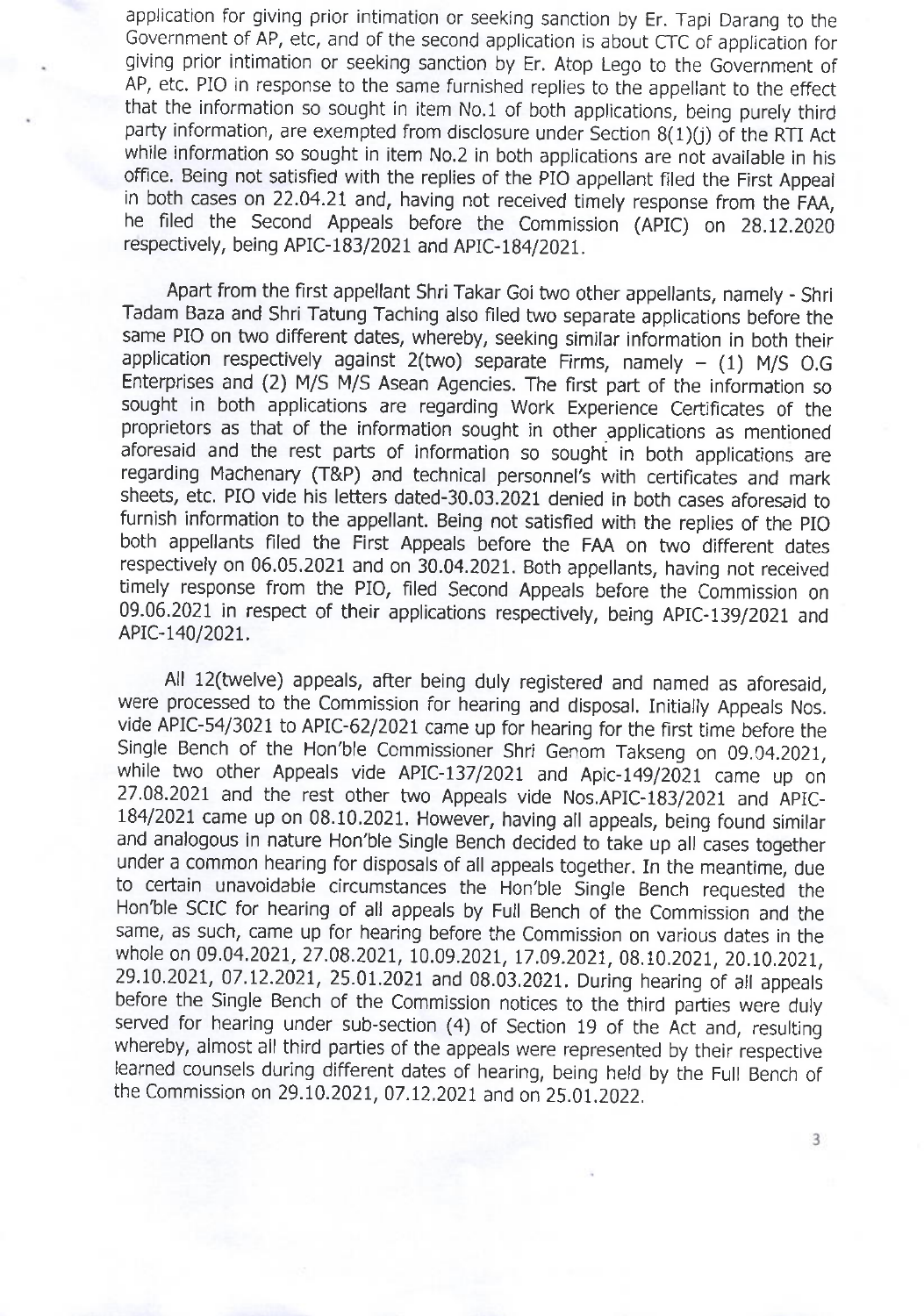application for giving prior intimation or seeking sanction by Er. Tapi Darang to the Government of AP, etc, and of the second application is about CTC of application for giving prior intimation or seeking sanction by Er. Atop Lego to the Government of AP, etc. PIO in response to the same furnished replies to the appellant to the effect that the information so sought in item No.1 of both applications, being purely third party information, are exempted from disclosure under Section 8(1)(j) of the RTI Act while information so sought in item No.2 in both applications are not available in his office. Being not satisfied with the replies of the PIO appellant filed the First Appeal in both cases on 22.04.21 and, having not received timely response from the FAA, he filed the Second Appeals before the Commission (APIC) on 28.12.2020 respectively, being APIC-183/2021 and APIC-184/2021.

Apart from the first appellant Shri Takar Goi two other appellants, namely - Shri Tadam Baza and Shri Tatung Taching also filed two separate applications before the same PIO on two different dates, whereby, seeking similar information in both their application respectively against 2(two) separate Firms, namely – (1) M/S O.G Enterprises and (2) M/S M/S Asean Agencies. The first part of the information so sought in both applications are regarding Work Experience Certificates of the proprietors as that of the information sought in other applications as mentioned aforesaid and the rest parts of information so sought in both applications are regarding Machenary (T&P) and technical personnel's with certificates and mark sheets, etc. PIO vide his letters dated-30.03.2021 denied in both cases aforesaid to furnish information to the appellant. Being not satisfied with the replies of the PIO both appellants filed the First Appeals before the FAA on two different dates respectively on 06.05.2021 and on 30.04.2021. Both appellants, having not received timely response from the PIO, filed Second Appeals before the Commission on 09.06.2021 in respect of their applications respectively, being APIC-139/2021 and APIC-140/2021.

All 12(twelve) appeals, after being duly registered and named as aforesaid, were processed to the Commission for hearing and disposal. Initially Appeals Nos. vide APIC-54/3021 to APIC-62/2021 came up for hearing for the first time before the Single Bench of the Hon'ble Commissioner Shri Genom Takseng on 09.04.2021, while two other Appeals vide APIC-137/2021 and Apic-149/2021 came up on 27.08.2021 and the rest other two Appeals vide Nos.APIC-183/2021 and APIC-184/2021 came up on 08.10.2021. However, having all appeals, being found similar and analogous in nature Hon'ble Single Bench decided to take up all cases together under a common hearing for disposals of all appeals together. In the meantime, due to certain unavoidable circumstances the Hon'ble Single Bench requested the Hon'ble SCIC for hearing of all appeals by Full Bench of the Commission and the same, as such, came up for hearing before the Commission on various dates in the whole on 09.04.2021, 27.08.2021, 10.09.2021, 17.09.2021, 08.10.2021, 20.10.2021, 29.10.2021, 07.12.2021, 25.01.2021 and 08.03.2021. During hearing of all appeals before the Single Bench of the Commission notices to the third parties were duly served for hearing under sub-section (4) of Section 19 of the Act and, resulting whereby, almost all third parties of the appeals were represented by their respective learned counsels during different dates of hearing, being held by the Full Bench of the Commission on 29.10.2021, 07.12.2021 and on 25.01.2022.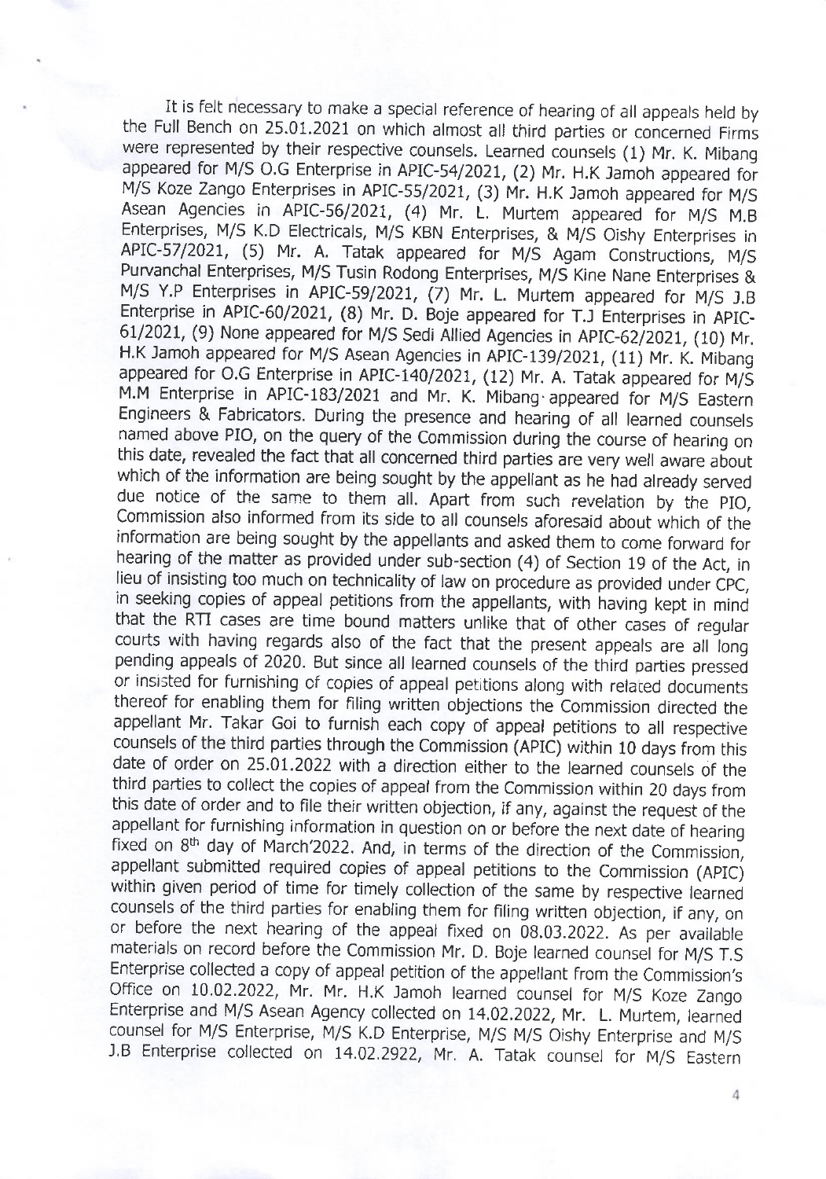It is felt necessary to make a special reference of hearing of all appeals held by the Full Bench on 25.01.2021 on which almost all third parties or concerned Firms were represented by their respective counsels. Learned counsels (1) Mr. K. Mibang appeared for M/S O.G Enterprise in APIC-54/2021, (2) Mr. H.K Jamoh appeared for M/S Koze Zango Enterprises in APIC-55/2021, (3) Mr. H.K Jamoh appeared for M/S Asean Agencies in APIC-56/2021, (4) Mr. L. Murtem appeared for M/S M.B Enterprises, M/S K.D Electricals, M/S KBN Enterprises, & M/S Oishy Enterprises in APIC-57/2021, (5) Mr. A. Tatak appeared for M/S Agam Constructions, M/S Purvanchal Enterprises, M/S Tusin Rodong Enterprises, M/S Kine Nane Enterprises & M/S Y.P Enterprises in APIC-59/2021, (7) Mr. L. Murtem appeared for M/S J.B Enterprise in APIC-60/2021, (8) Mr. D. Boje appeared for T.J Enterprises in APIC-61/2021, (9) None appeared for M/S Sedi Allied Agencies in APIC-62/2021, (10) Mr. H.K Jamoh appeared for M/S Asean Agencies in APIC-139/2021, (11) Mr. K. Mibang appeared for O.G Enterprise in APIC-140/2021, (12) Mr. A. Tatak appeared for M/S M.M Enterprise in APIC-183/2021 and Mr. K. Mibang appeared for M/S Eastern Engineers & Fabricators. During the presence and hearing of all learned counsels named above PIO, on the query of the Commission during the course of hearing on this date, revealed the fact that all concerned third parties are very well aware about which of the information are being sought by the appellant as he had already served due notice of the same to them all. Apart from such revelation by the PIO, Commission also informed from its side to all counsels aforesaid about which of the information are being sought by the appellants and asked them to come forward for hearing of the matter as provided under sub-section (4) of Section 19 of the Act, in lieu of insisting too much on technicality of law on procedure as provided under CPC, in seeking copies of appeal petitions from the appellants, with having kept in mind that the RTI cases are time bound matters unlike that of other cases of regular courts with having regards also of the fact that the present appeals are all long pending appeals of 2020. But since all learned counsels of the third parties pressed or insisted for furnishing of copies of appeal petitions along with related documents thereof for enabling them for filing written objections the Commission directed the appellant Mr. Takar Goi to furnish each copy of appeal petitions to all respective counsels of the third parties through the Commission (APIC) within 10 days from this date of order on 25.01.2022 with a direction either to the learned counsels of the third parties to collect the copies of appeal from the Commission within 20 days from this date of order and to file their written objection, if any, against the request of the appellant for furnishing information in question on or before the next date of hearing fixed on 8th day of March'2022. And, in terms of the direction of the Commission, appellant submitted required copies of appeal petitions to the Commission (APIC) within given period of time for timely collection of the same by respective learned counsels of the third parties for enabling them for filing written objection, if any, on or before the next hearing of the appeal fixed on 08.03.2022. As per available materials on record before the Commission Mr. D. Boje learned counsel for M/S T.S Enterprise collected a copy of appeal petition of the appellant from the Commission's Office on 10.02.2022, Mr. Mr. H.K Jamoh learned counsel for M/S Koze Zango Enterprise and M/S Asean Agency collected on 14.02.2022, Mr. L. Murtem, learned counsel for M/S Enterprise, M/S K.D Enterprise, M/S M/S Oishy Enterprise and M/S J.B Enterprise collected on 14.02.2922, Mr. A. Tatak counsel for M/S Eastern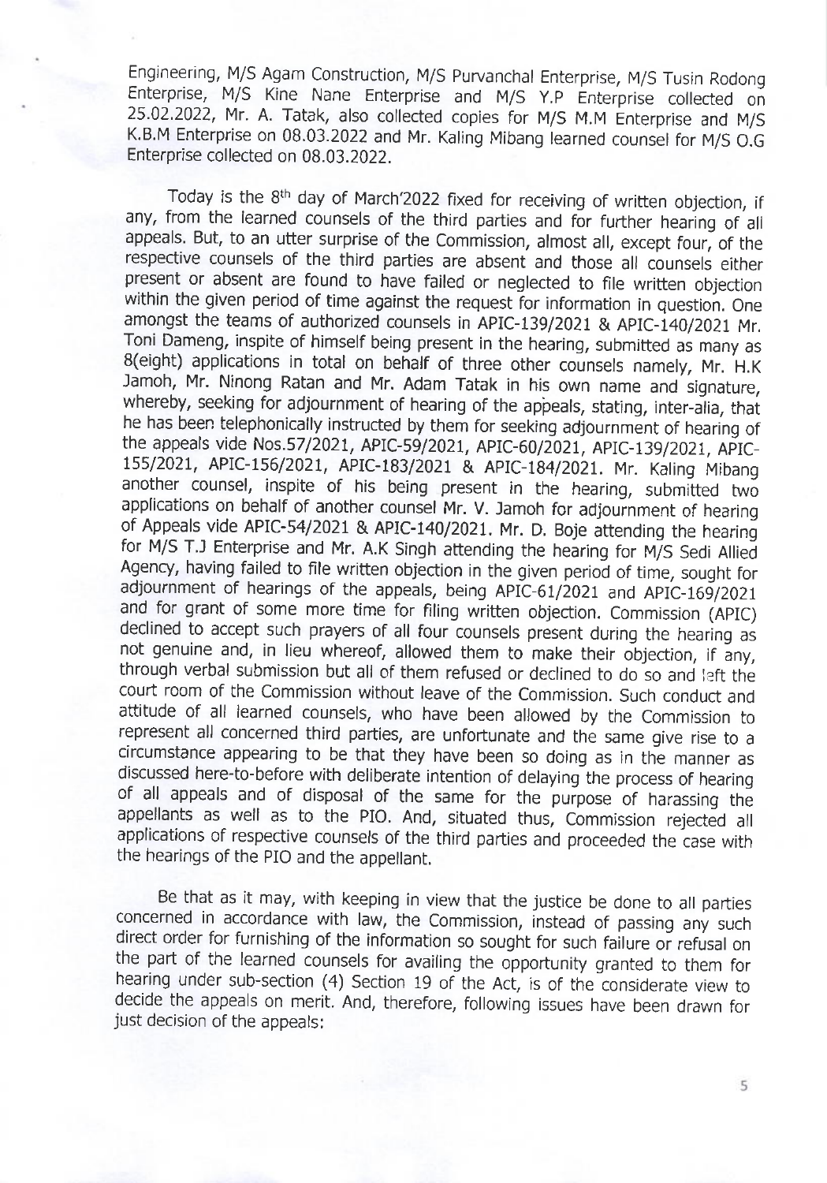Engineering, M/S Agam Construction, M/S Purvanchal Enterprise, M/S Tusin Rodong Enterprise, M/S Kine Nane Enterprise and M/S Y.P Enterprise collected on 25.02.2022, Mr. A. Tatak, also collected copies for M/S M.M Enterprise and M/S K.B.M Enterprise on 08.03.2022 and Mr. Kaling Mibang learned counsel for M/S O.G Enterprise collected on 08.03.2022.

Today is the 8th day of March'2022 fixed for receiving of written objection, if any, from the learned counsels of the third parties and for further hearing of all appeals. But, to an utter surprise of the Commission, almost all, except four, of the respective counsels of the third parties are absent and those all counsels either present or absent are found to have failed or neglected to file written objection within the given period of time against the request for information in question. One amongst the teams of authorized counsels in APIC-139/2021 & APIC-140/2021 Mr. Toni Dameng, inspite of himself being present in the hearing, submitted as many as 8(eight) applications in total on behalf of three other counsels namely, Mr. H.K Jamoh, Mr. Ninong Ratan and Mr. Adam Tatak in his own name and signature, whereby, seeking for adjournment of hearing of the appeals, stating, inter-alia, that he has been telephonically instructed by them for seeking adjournment of hearing of the appeals vide Nos.57/2021, APIC-59/2021, APIC-60/2021, APIC-139/2021, APIC-155/2021, APIC-156/2021, APIC-183/2021 & APIC-184/2021. Mr. Kaling Mibang another counsel, inspite of his being present in the hearing, submitted two applications on behalf of another counsel Mr. V. Jamoh for adjournment of hearing of Appeals vide APIC-54/2021 & APIC-140/2021. Mr. D. Boje attending the hearing for M/S T.J Enterprise and Mr. A.K Singh attending the hearing for M/S Sedi Allied Agency, having failed to file written objection in the given period of time, sought for adjournment of hearings of the appeals, being APIC-61/2021 and APIC-169/2021 and for grant of some more time for filing written objection. Commission (APIC) declined to accept such prayers of all four counsels present during the hearing as not genuine and, in lieu whereof, allowed them to make their objection, if any, through verbal submission but all of them refused or declined to do so and left the court room of the Commission without leave of the Commission. Such conduct and attitude of all learned counsels, who have been allowed by the Commission to represent all concerned third parties, are unfortunate and the same give rise to a circumstance appearing to be that they have been so doing as in the manner as discussed here-to-before with deliberate intention of delaying the process of hearing of all appeals and of disposal of the same for the purpose of harassing the appellants as well as to the PIO. And, situated thus, Commission rejected all applications of respective counsels of the third parties and proceeded the case with the hearings of the PIO and the appellant.

Be that as it may, with keeping in view that the justice be done to all parties concerned in accordance with law, the Commission, instead of passing any such direct order for furnishing of the information so sought for such failure or refusal on the part of the learned counsels for availing the opportunity granted to them for hearing under sub-section (4) Section 19 of the Act, is of the considerate view to decide the appeals on merit. And, therefore, following issues have been drawn for just decision of the appeals: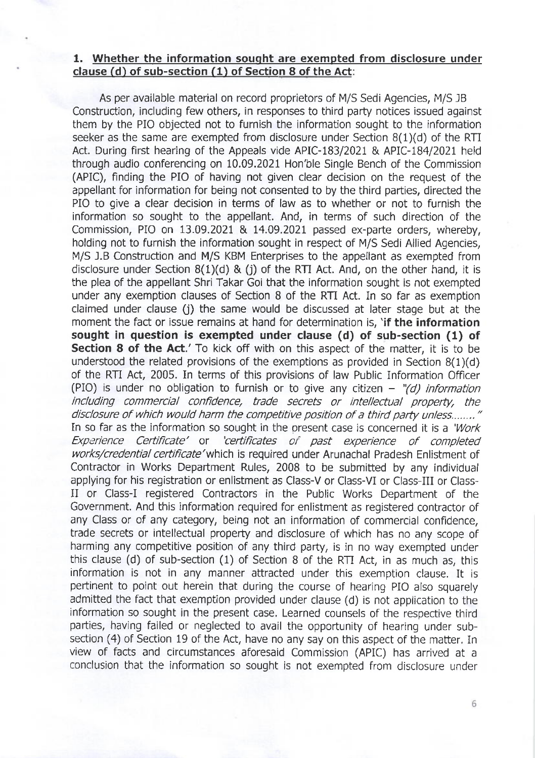**1. Whether the information sought are exempted from disclosure under clause (d) of sub-section (1) of Section 8 of the Act:**

As per available material on record proprietors of M/S Sedi Agencies, M/S JB Construction, including few others, in responses to third party notices issued against them by the PIO objected not to furnish the information sought to the information seeker as the same are exempted from disclosure under Section 8(1)(d) of the RTI Act. During first hearing of the Appeals vide APIC-183/2021 & APIC-184/2021 held through audio conferencing on 10.09.2021 Hon'ble Single Bench of the Commission (APIC), finding the PIO of having not given clear decision on the request of the appellant for information for being not consented to by the third parties, directed the PIO to give a clear decision in terms of law as to whether or not to furnish the information so sought to the appellant. And, in terms of such direction of the Commission, PIO on 13.09.2021 & 14.09.2021 passed ex-parte orders, whereby, holding not to furnish the information sought in respect of M/S Sedi Allied Agencies, M/S J.B Construction and M/S KBM Enterprises to the appellant as exempted from disclosure under Section 8(1)(d) & (j) of the RTI Act. And, on the other hand, it is the plea of the appellant Shri Takar Goi that the information sought is not exempted under any exemption clauses of Section 8 of the RTI Act. In so far as exemption claimed under clause (j) the same would be discussed at later stage but at the moment the fact or issue remains at hand for determination is, '**if the information sought in question is exempted under clause (d) of sub-section (1) of Section 8 of the Act.**' To kick off with on this aspect of the matter, it is to be understood the related provisions of the exemptions as provided in Section 8(1)(d) of the RTI Act, 2005. In terms of this provisions of law Public Information Officer (PIO) is under no obligation to furnish or to give any citizen – *"(d) information including commercial confidence, trade secrets or intellectual property, the disclosure of which would harm the competitive position of a third party unless........"* In so far as the information so sought in the present case is concerned it is a *'Work Experience Certificate'* or *'certificates of past experience of completed works/credential certificate'* which is required under Arunachal Pradesh Enlistment of Contractor in Works Department Rules, 2008 to be submitted by any individual applying for his registration or enlistment as Class-V or Class-VI or Class-III or Class-II or Class-I registered Contractors in the Public Works Department of the Government. And this information required for enlistment as registered contractor of any Class or of any category, being not an information of commercial confidence, trade secrets or intellectual property and disclosure of which has no any scope of harming any competitive position of any third party, is in no way exempted under this clause (d) of sub-section (1) of Section 8 of the RTI Act, in as much as, this information is not in any manner attracted under this exemption clause. It is pertinent to point out herein that during the course of hearing PIO also squarely admitted the fact that exemption provided under clause (d) is not application to the information so sought in the present case. Learned counsels of the respective third parties, having failed or neglected to avail the opportunity of hearing under sub-section (4) of Section 19 of the Act, have no any say on this aspect of the matter. In view of facts and circumstances aforesaid Commission (APIC) has arrived at a conclusion that the information so sought is not exempted from disclosure under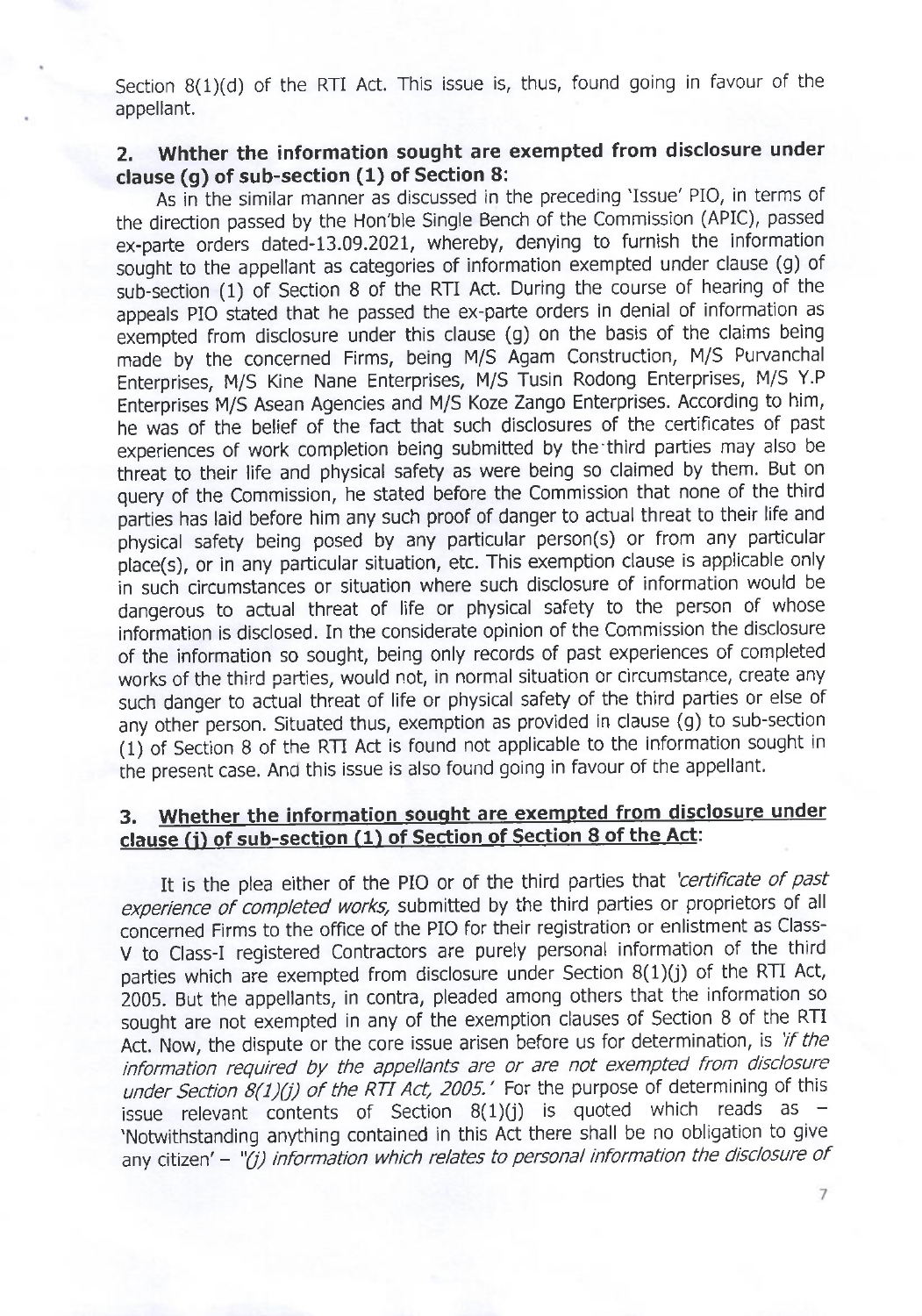Section 8(1)(d) of the RTI Act. This issue is, thus, found going in favour of the appellant.

### 2. Whther the information sought are exempted from disclosure under clause (g) of sub-section (1) of Section 8:

As in the similar manner as discussed in the preceding 'Issue' PIO, in terms of the direction passed by the Hon'ble Single Bench of the Commission (APIC), passed ex-parte orders dated-13.09.2021, whereby, denying to furnish the information sought to the appellant as categories of information exempted under clause (g) of sub-section (1) of Section 8 of the RTI Act. During the course of hearing of the appeals PIO stated that he passed the ex-parte orders in denial of information as exempted from disclosure under this clause (g) on the basis of the claims being made by the concerned Firms, being M/S Agam Construction, M/S Purvanchal Enterprises, M/S Kine Nane Enterprises, M/S Tusin Rodong Enterprises, M/S Y.P Enterprises M/S Asean Agencies and M/S Koze Zango Enterprises. According to him, he was of the belief of the fact that such disclosures of the certificates of past experiences of work completion being submitted by the third parties may also be threat to their life and physical safety as were being so claimed by them. But on query of the Commission, he stated before the Commission that none of the third parties has laid before him any such proof of danger to actual threat to their life and physical safety being posed by any particular person(s) or from any particular place(s), or in any particular situation, etc. This exemption clause is applicable only in such circumstances or situation where such disclosure of information would be dangerous to actual threat of life or physical safety to the person of whose information is disclosed. In the considerate opinion of the Commission the disclosure of the information so sought, being only records of past experiences of completed works of the third parties, would not, in normal situation or circumstance, create any such danger to actual threat of life or physical safety of the third parties or else of any other person. Situated thus, exemption as provided in clause (g) to sub-section (1) of Section 8 of the RTI Act is found not applicable to the information sought in the present case. And this issue is also found going in favour of the appellant.

### 3. <u>Whether the information sought are exempted from disclosure under clause (j) of sub-section (1) of Section of Section 8 of the Act</u>:

It is the plea either of the PIO or of the third parties that *'certificate of past experience of completed works,* submitted by the third parties or proprietors of all concerned Firms to the office of the PIO for their registration or enlistment as Class-V to Class-I registered Contractors are purely personal information of the third parties which are exempted from disclosure under Section 8(1)(j) of the RTI Act, 2005. But the appellants, in contra, pleaded among others that the information so sought are not exempted in any of the exemption clauses of Section 8 of the RTI Act. Now, the dispute or the core issue arisen before us for determination, is *'if the information required by the appellants are or are not exempted from disclosure under Section 8(1)(j) of the RTI Act, 2005.'* For the purpose of determining of this issue relevant contents of Section 8(1)(j) is quoted which reads as – 'Notwithstanding anything contained in this Act there shall be no obligation to give any citizen' – *"(j) information which relates to personal information the disclosure of*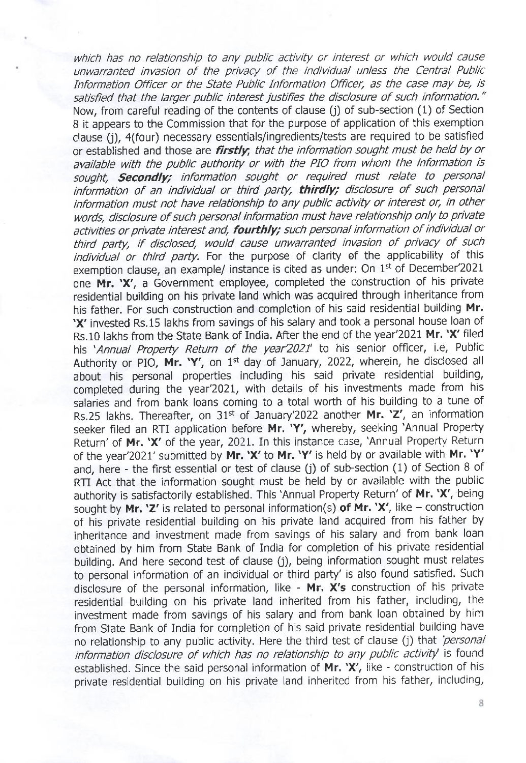*which has no relationship to any public activity or interest or which would cause unwarranted invasion of the privacy of the individual unless the Central Public Information Officer or the State Public Information Officer, as the case may be, is satisfied that the larger public interest justifies the disclosure of such information."* Now, from careful reading of the contents of clause (j) of sub-section (1) of Section 8 it appears to the Commission that for the purpose of application of this exemption clause (j), 4(four) necessary essentials/ingredients/tests are required to be satisfied or established and those are ***firstly****, that the information sought must be held by or available with the public authority or with the PIO from whom the information is sought,* ***Secondly;*** *information sought or required must relate to personal information of an individual or third party,* ***thirdly;*** *disclosure of such personal information must not have relationship to any public activity or interest or, in other words, disclosure of such personal information must have relationship only to private activities or private interest and,* ***fourthly;*** *such personal information of individual or third party, if disclosed, would cause unwarranted invasion of privacy of such individual or third party.* For the purpose of clarity of the applicability of this exemption clause, an example/ instance is cited as under: On 1st of December'2021 one **Mr. 'X'**, a Government employee, completed the construction of his private residential building on his private land which was acquired through inheritance from his father. For such construction and completion of his said residential building **Mr. 'X'** invested Rs.15 lakhs from savings of his salary and took a personal house loan of Rs.10 lakhs from the State Bank of India. After the end of the year'2021 **Mr. 'X'** filed his *'Annual Property Return of the year'2021'* to his senior officer, i.e, Public Authority or PIO, **Mr. 'Y'**, on 1st day of January, 2022, wherein, he disclosed all about his personal properties including his said private residential building, completed during the year'2021, with details of his investments made from his salaries and from bank loans coming to a total worth of his building to a tune of Rs.25 lakhs. Thereafter, on 31st of January'2022 another **Mr. 'Z'**, an information seeker filed an RTI application before **Mr. 'Y'**, whereby, seeking 'Annual Property Return' of **Mr. 'X'** of the year, 2021. In this instance case, 'Annual Property Return of the year'2021' submitted by **Mr. 'X'** to **Mr. 'Y'** is held by or available with **Mr. 'Y'** and, here - the first essential or test of clause (j) of sub-section (1) of Section 8 of RTI Act that the information sought must be held by or available with the public authority is satisfactorily established. This 'Annual Property Return' of **Mr. 'X'**, being sought by **Mr. 'Z'** is related to personal information(s) **of Mr. 'X'**, like – construction of his private residential building on his private land acquired from his father by inheritance and investment made from savings of his salary and from bank loan obtained by him from State Bank of India for completion of his private residential building. And here second test of clause (j), being information sought must relates to personal information of an individual or third party' is also found satisfied. Such disclosure of the personal information, like - **Mr. X's** construction of his private residential building on his private land inherited from his father, including, the investment made from savings of his salary and from bank loan obtained by him from State Bank of India for completion of his said private residential building have no relationship to any public activity. Here the third test of clause (j) that *'personal information disclosure of which has no relationship to any public activity'* is found established. Since the said personal information of **Mr. 'X'**, like - construction of his private residential building on his private land inherited from his father, including,